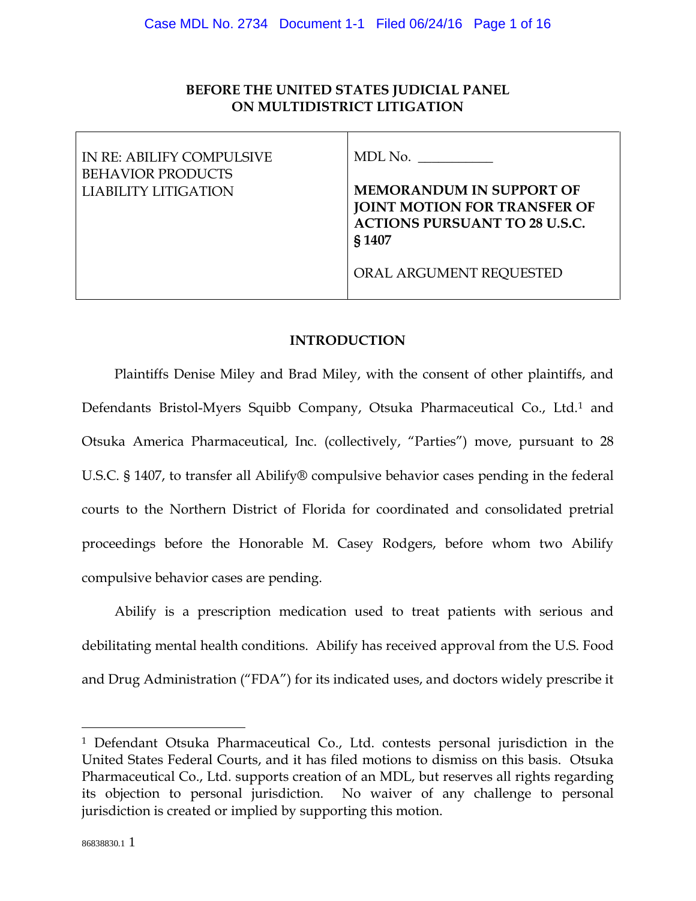**BEFORE THE UNITED STATES JUDICIAL PANEL ON MULTIDISTRICT LITIGATION**

| IN RE: ABILIFY COMPULSIVE BEHAVIOR PRODUCTS LIABILITY LITIGATION | MDL No. \_\_\_\_\_\_\_\_\_\_\_ **MEMORANDUM IN SUPPORT OF JOINT MOTION FOR TRANSFER OF ACTIONS PURSUANT TO 28 U.S.C. § 1407** ORAL ARGUMENT REQUESTED |
|---|---|

## INTRODUCTION

Plaintiffs Denise Miley and Brad Miley, with the consent of other plaintiffs, and Defendants Bristol-Myers Squibb Company, Otsuka Pharmaceutical Co., Ltd.[1] and Otsuka America Pharmaceutical, Inc. (collectively, "Parties") move, pursuant to 28 U.S.C. § 1407, to transfer all Abilify® compulsive behavior cases pending in the federal courts to the Northern District of Florida for coordinated and consolidated pretrial proceedings before the Honorable M. Casey Rodgers, before whom two Abilify compulsive behavior cases are pending.

Abilify is a prescription medication used to treat patients with serious and debilitating mental health conditions. Abilify has received approval from the U.S. Food and Drug Administration ("FDA") for its indicated uses, and doctors widely prescribe it

---

[1] Defendant Otsuka Pharmaceutical Co., Ltd. contests personal jurisdiction in the United States Federal Courts, and it has filed motions to dismiss on this basis. Otsuka Pharmaceutical Co., Ltd. supports creation of an MDL, but reserves all rights regarding its objection to personal jurisdiction. No waiver of any challenge to personal jurisdiction is created or implied by supporting this motion.

86838830.1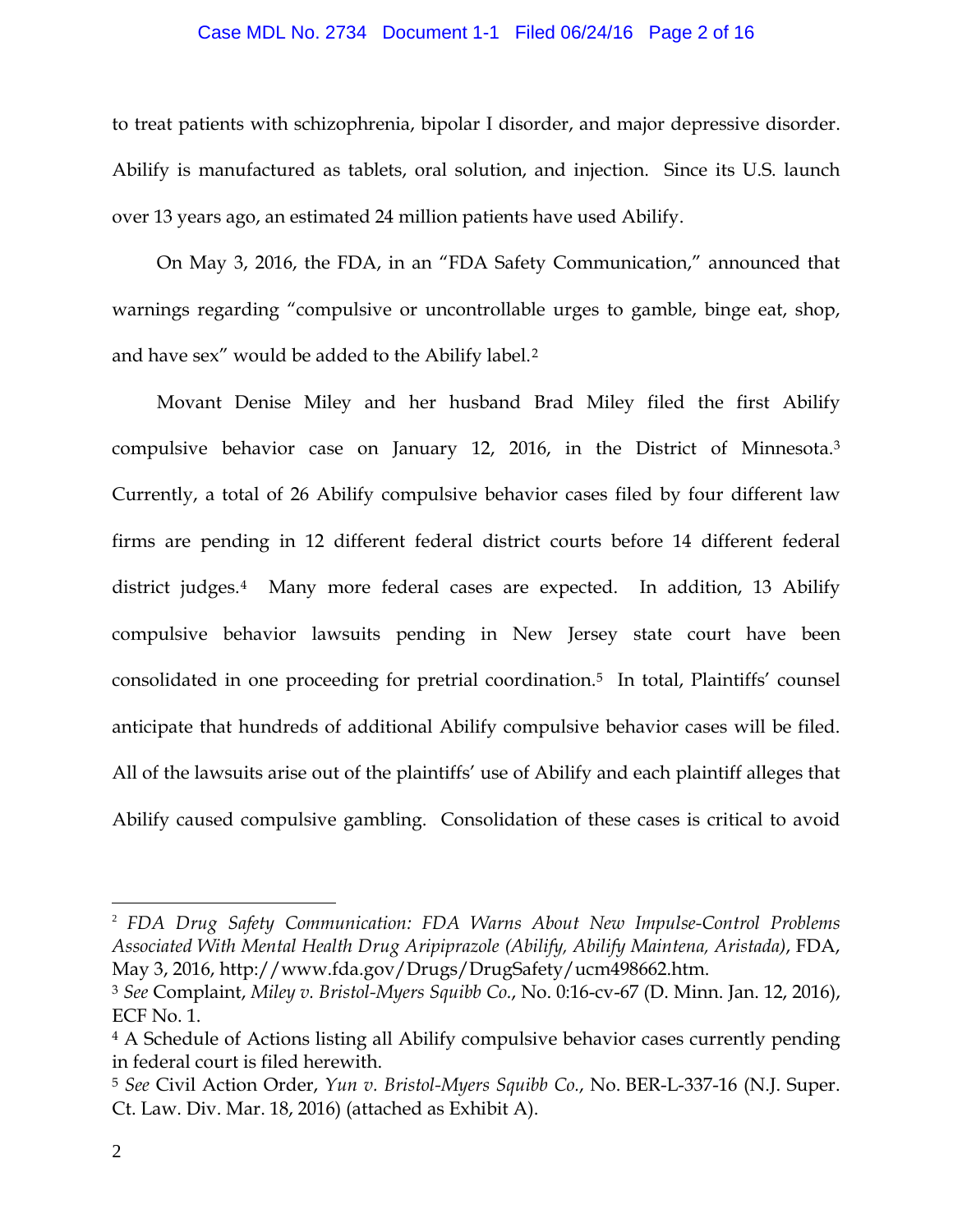to treat patients with schizophrenia, bipolar I disorder, and major depressive disorder. Abilify is manufactured as tablets, oral solution, and injection. Since its U.S. launch over 13 years ago, an estimated 24 million patients have used Abilify.

On May 3, 2016, the FDA, in an "FDA Safety Communication," announced that warnings regarding "compulsive or uncontrollable urges to gamble, binge eat, shop, and have sex" would be added to the Abilify label.[2]

Movant Denise Miley and her husband Brad Miley filed the first Abilify compulsive behavior case on January 12, 2016, in the District of Minnesota.[3] Currently, a total of 26 Abilify compulsive behavior cases filed by four different law firms are pending in 12 different federal district courts before 14 different federal district judges.[4] Many more federal cases are expected. In addition, 13 Abilify compulsive behavior lawsuits pending in New Jersey state court have been consolidated in one proceeding for pretrial coordination.[5] In total, Plaintiffs' counsel anticipate that hundreds of additional Abilify compulsive behavior cases will be filed. All of the lawsuits arise out of the plaintiffs' use of Abilify and each plaintiff alleges that Abilify caused compulsive gambling. Consolidation of these cases is critical to avoid

---

[2] *FDA Drug Safety Communication: FDA Warns About New Impulse-Control Problems Associated With Mental Health Drug Aripiprazole (Abilify, Abilify Maintena, Aristada)*, FDA, May 3, 2016, http://www.fda.gov/Drugs/DrugSafety/ucm498662.htm.

[3] *See* Complaint, *Miley v. Bristol-Myers Squibb Co.*, No. 0:16-cv-67 (D. Minn. Jan. 12, 2016), ECF No. 1.

[4] A Schedule of Actions listing all Abilify compulsive behavior cases currently pending in federal court is filed herewith.

[5] *See* Civil Action Order, *Yun v. Bristol-Myers Squibb Co.*, No. BER-L-337-16 (N.J. Super. Ct. Law. Div. Mar. 18, 2016) (attached as Exhibit A).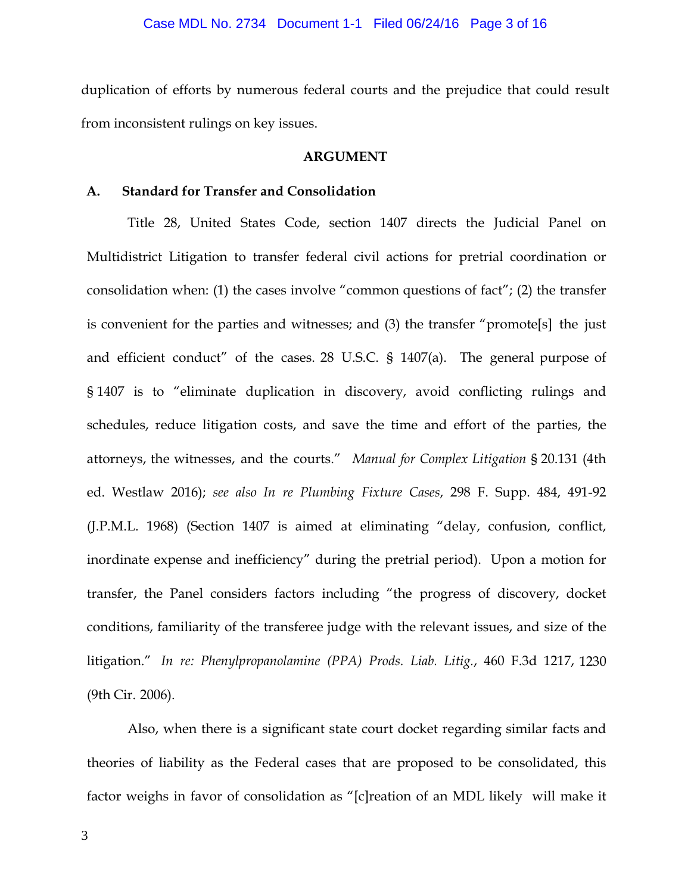duplication of efforts by numerous federal courts and the prejudice that could result from inconsistent rulings on key issues.

## ARGUMENT

### A. Standard for Transfer and Consolidation

Title 28, United States Code, section 1407 directs the Judicial Panel on Multidistrict Litigation to transfer federal civil actions for pretrial coordination or consolidation when: (1) the cases involve "common questions of fact"; (2) the transfer is convenient for the parties and witnesses; and (3) the transfer "promote[s] the just and efficient conduct" of the cases. 28 U.S.C. § 1407(a). The general purpose of § 1407 is to "eliminate duplication in discovery, avoid conflicting rulings and schedules, reduce litigation costs, and save the time and effort of the parties, the attorneys, the witnesses, and the courts." *Manual for Complex Litigation* § 20.131 (4th ed. Westlaw 2016); *see also In re Plumbing Fixture Cases*, 298 F. Supp. 484, 491-92 (J.P.M.L. 1968) (Section 1407 is aimed at eliminating "delay, confusion, conflict, inordinate expense and inefficiency" during the pretrial period). Upon a motion for transfer, the Panel considers factors including "the progress of discovery, docket conditions, familiarity of the transferee judge with the relevant issues, and size of the litigation." *In re: Phenylpropanolamine (PPA) Prods. Liab. Litig.*, 460 F.3d 1217, 1230 (9th Cir. 2006).

Also, when there is a significant state court docket regarding similar facts and theories of liability as the Federal cases that are proposed to be consolidated, this factor weighs in favor of consolidation as "[c]reation of an MDL likely will make it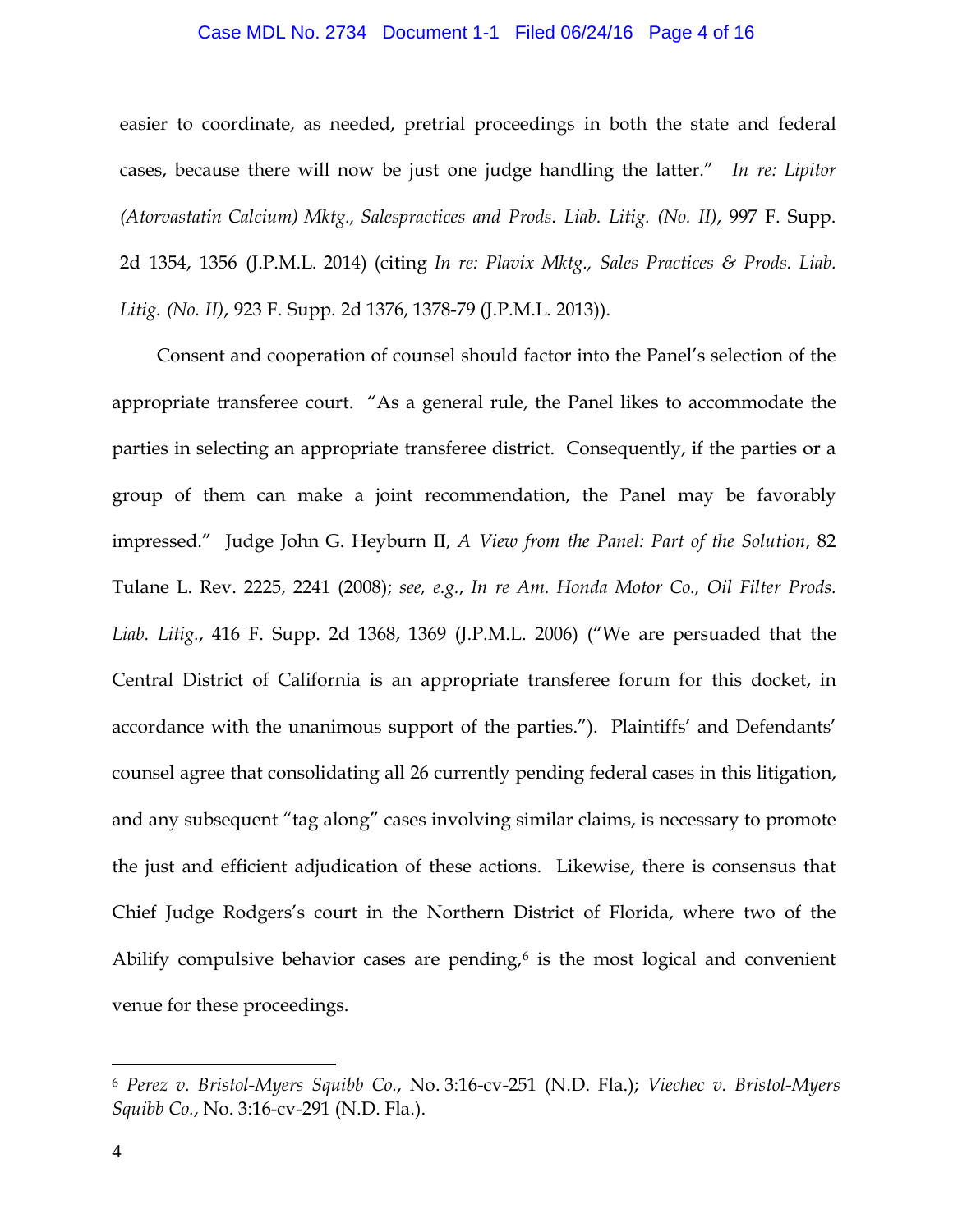easier to coordinate, as needed, pretrial proceedings in both the state and federal cases, because there will now be just one judge handling the latter." *In re: Lipitor (Atorvastatin Calcium) Mktg., Salespractices and Prods. Liab. Litig. (No. II)*, 997 F. Supp. 2d 1354, 1356 (J.P.M.L. 2014) (citing *In re: Plavix Mktg., Sales Practices & Prods. Liab. Litig. (No. II)*, 923 F. Supp. 2d 1376, 1378-79 (J.P.M.L. 2013)).

Consent and cooperation of counsel should factor into the Panel's selection of the appropriate transferee court. "As a general rule, the Panel likes to accommodate the parties in selecting an appropriate transferee district. Consequently, if the parties or a group of them can make a joint recommendation, the Panel may be favorably impressed." Judge John G. Heyburn II, *A View from the Panel: Part of the Solution*, 82 Tulane L. Rev. 2225, 2241 (2008); *see, e.g.*, *In re Am. Honda Motor Co., Oil Filter Prods. Liab. Litig.*, 416 F. Supp. 2d 1368, 1369 (J.P.M.L. 2006) ("We are persuaded that the Central District of California is an appropriate transferee forum for this docket, in accordance with the unanimous support of the parties."). Plaintiffs' and Defendants' counsel agree that consolidating all 26 currently pending federal cases in this litigation, and any subsequent "tag along" cases involving similar claims, is necessary to promote the just and efficient adjudication of these actions. Likewise, there is consensus that Chief Judge Rodgers's court in the Northern District of Florida, where two of the Abilify compulsive behavior cases are pending,[6] is the most logical and convenient venue for these proceedings.

---

[6] *Perez v. Bristol-Myers Squibb Co.*, No. 3:16-cv-251 (N.D. Fla.); *Viechec v. Bristol-Myers Squibb Co.*, No. 3:16-cv-291 (N.D. Fla.).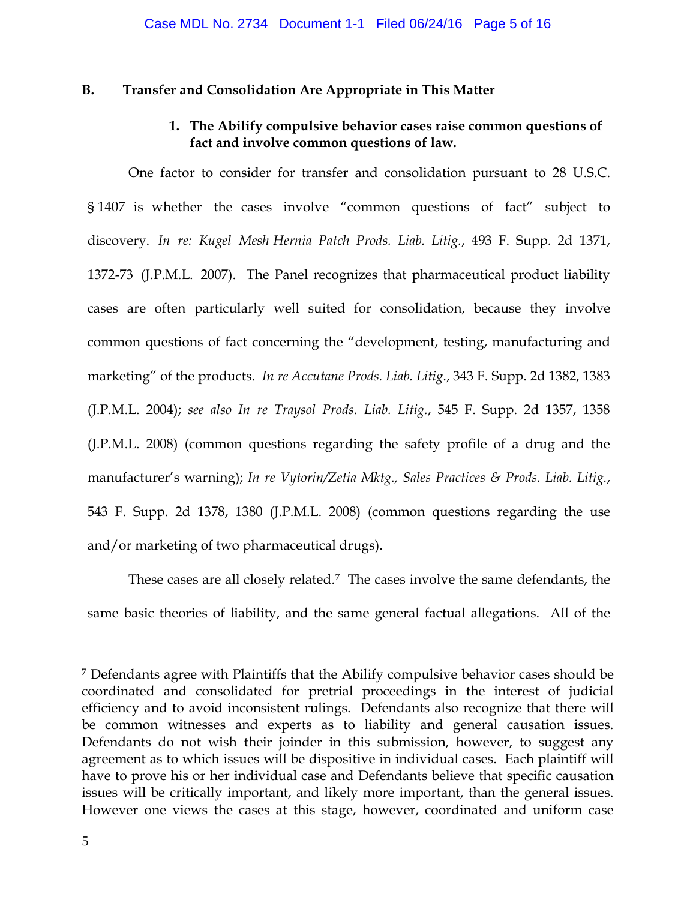**B. Transfer and Consolidation Are Appropriate in This Matter**

**1. The Abilify compulsive behavior cases raise common questions of fact and involve common questions of law.**

One factor to consider for transfer and consolidation pursuant to 28 U.S.C. § 1407 is whether the cases involve "common questions of fact" subject to discovery. *In re: Kugel Mesh Hernia Patch Prods. Liab. Litig.*, 493 F. Supp. 2d 1371, 1372-73 (J.P.M.L. 2007). The Panel recognizes that pharmaceutical product liability cases are often particularly well suited for consolidation, because they involve common questions of fact concerning the "development, testing, manufacturing and marketing" of the products. *In re Accutane Prods. Liab. Litig.*, 343 F. Supp. 2d 1382, 1383 (J.P.M.L. 2004); *see also In re Traysol Prods. Liab. Litig.*, 545 F. Supp. 2d 1357, 1358 (J.P.M.L. 2008) (common questions regarding the safety profile of a drug and the manufacturer's warning); *In re Vytorin/Zetia Mktg., Sales Practices & Prods. Liab. Litig.*, 543 F. Supp. 2d 1378, 1380 (J.P.M.L. 2008) (common questions regarding the use and/or marketing of two pharmaceutical drugs).

These cases are all closely related.[7] The cases involve the same defendants, the same basic theories of liability, and the same general factual allegations. All of the

---

[7] Defendants agree with Plaintiffs that the Abilify compulsive behavior cases should be coordinated and consolidated for pretrial proceedings in the interest of judicial efficiency and to avoid inconsistent rulings. Defendants also recognize that there will be common witnesses and experts as to liability and general causation issues. Defendants do not wish their joinder in this submission, however, to suggest any agreement as to which issues will be dispositive in individual cases. Each plaintiff will have to prove his or her individual case and Defendants believe that specific causation issues will be critically important, and likely more important, than the general issues. However one views the cases at this stage, however, coordinated and uniform case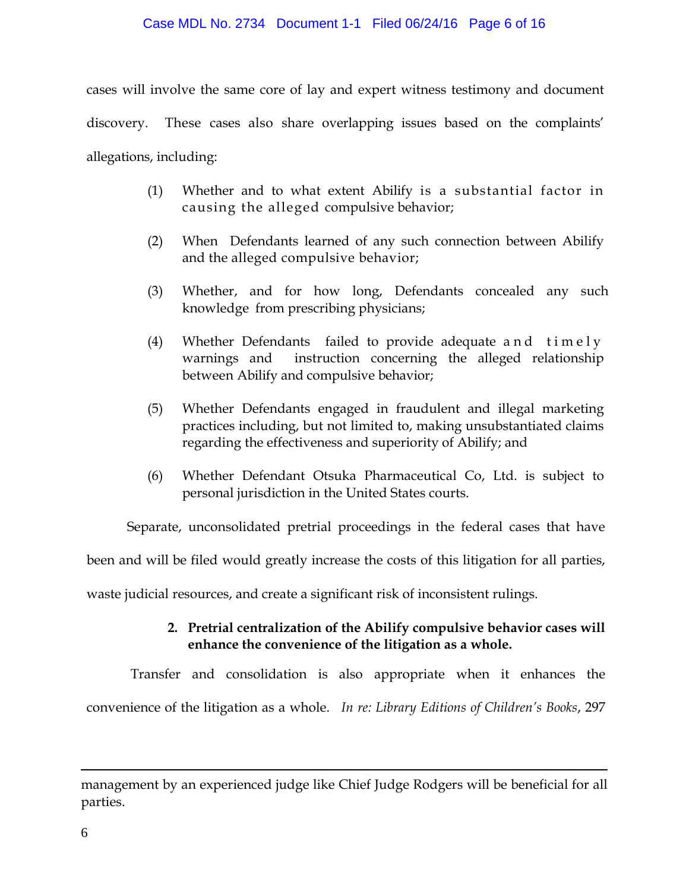cases will involve the same core of lay and expert witness testimony and document discovery. These cases also share overlapping issues based on the complaints' allegations, including:

(1) Whether and to what extent Abilify is a substantial factor in causing the alleged compulsive behavior;

(2) When Defendants learned of any such connection between Abilify and the alleged compulsive behavior;

(3) Whether, and for how long, Defendants concealed any such knowledge from prescribing physicians;

(4) Whether Defendants failed to provide adequate and timely warnings and instruction concerning the alleged relationship between Abilify and compulsive behavior;

(5) Whether Defendants engaged in fraudulent and illegal marketing practices including, but not limited to, making unsubstantiated claims regarding the effectiveness and superiority of Abilify; and

(6) Whether Defendant Otsuka Pharmaceutical Co, Ltd. is subject to personal jurisdiction in the United States courts.

Separate, unconsolidated pretrial proceedings in the federal cases that have been and will be filed would greatly increase the costs of this litigation for all parties, waste judicial resources, and create a significant risk of inconsistent rulings.

**2. Pretrial centralization of the Abilify compulsive behavior cases will enhance the convenience of the litigation as a whole.**

Transfer and consolidation is also appropriate when it enhances the convenience of the litigation as a whole. *In re: Library Editions of Children's Books*, 297

---

management by an experienced judge like Chief Judge Rodgers will be beneficial for all parties.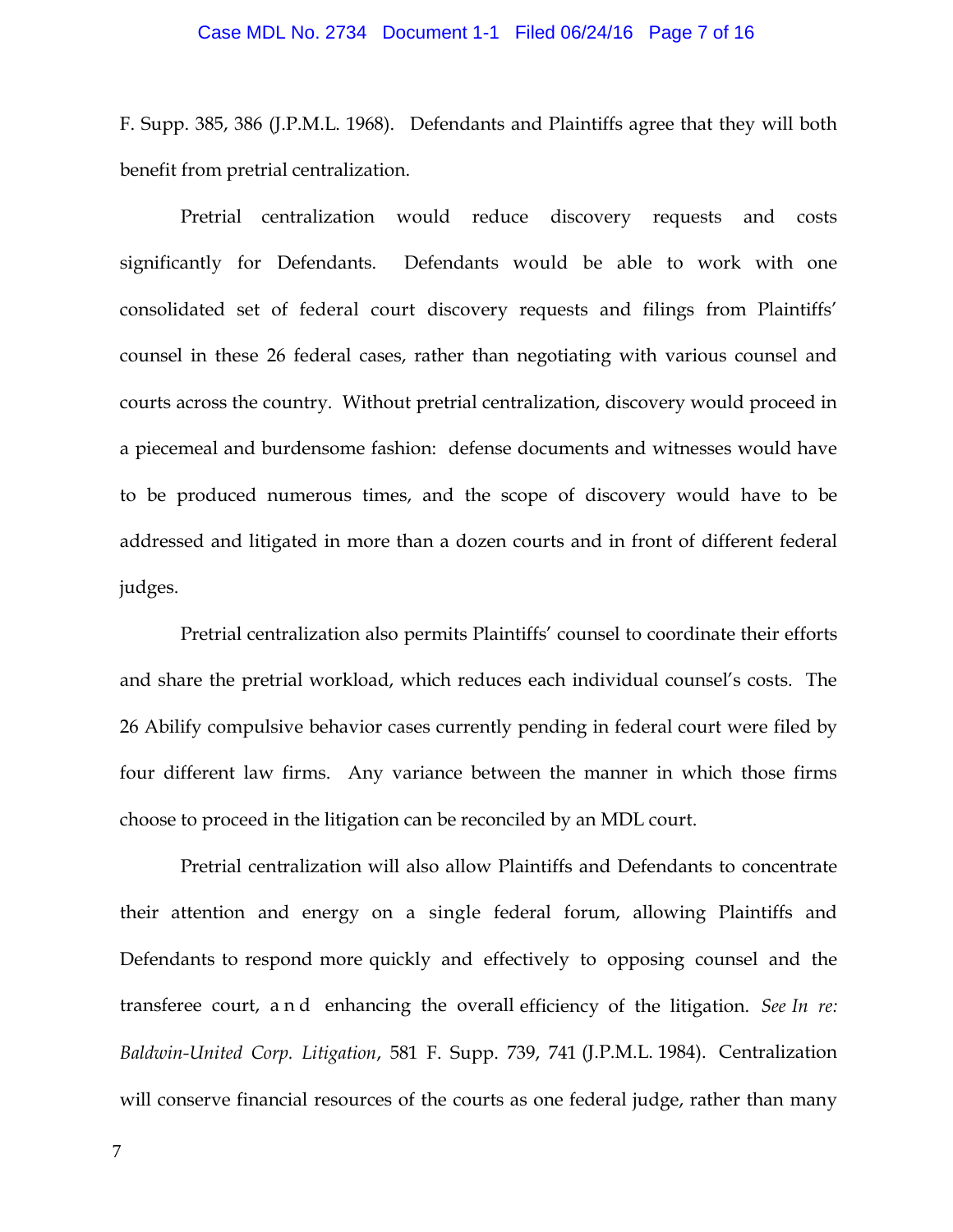F. Supp. 385, 386 (J.P.M.L. 1968). Defendants and Plaintiffs agree that they will both benefit from pretrial centralization.

Pretrial centralization would reduce discovery requests and costs significantly for Defendants. Defendants would be able to work with one consolidated set of federal court discovery requests and filings from Plaintiffs' counsel in these 26 federal cases, rather than negotiating with various counsel and courts across the country. Without pretrial centralization, discovery would proceed in a piecemeal and burdensome fashion: defense documents and witnesses would have to be produced numerous times, and the scope of discovery would have to be addressed and litigated in more than a dozen courts and in front of different federal judges.

Pretrial centralization also permits Plaintiffs' counsel to coordinate their efforts and share the pretrial workload, which reduces each individual counsel's costs. The 26 Abilify compulsive behavior cases currently pending in federal court were filed by four different law firms. Any variance between the manner in which those firms choose to proceed in the litigation can be reconciled by an MDL court.

Pretrial centralization will also allow Plaintiffs and Defendants to concentrate their attention and energy on a single federal forum, allowing Plaintiffs and Defendants to respond more quickly and effectively to opposing counsel and the transferee court, and enhancing the overall efficiency of the litigation. *See In re: Baldwin-United Corp. Litigation*, 581 F. Supp. 739, 741 (J.P.M.L. 1984). Centralization will conserve financial resources of the courts as one federal judge, rather than many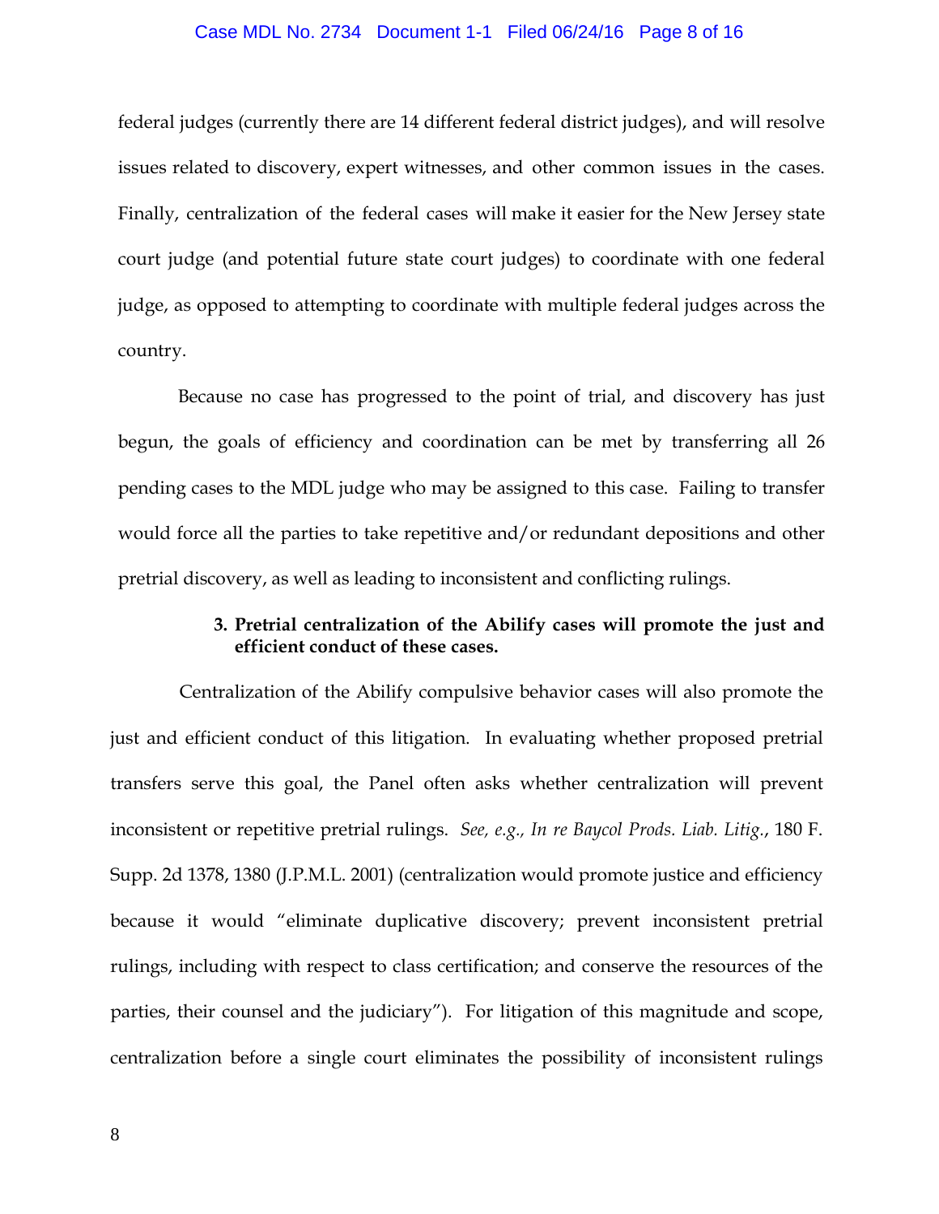federal judges (currently there are 14 different federal district judges), and will resolve issues related to discovery, expert witnesses, and other common issues in the cases. Finally, centralization of the federal cases will make it easier for the New Jersey state court judge (and potential future state court judges) to coordinate with one federal judge, as opposed to attempting to coordinate with multiple federal judges across the country.

Because no case has progressed to the point of trial, and discovery has just begun, the goals of efficiency and coordination can be met by transferring all 26 pending cases to the MDL judge who may be assigned to this case. Failing to transfer would force all the parties to take repetitive and/or redundant depositions and other pretrial discovery, as well as leading to inconsistent and conflicting rulings.

**3. Pretrial centralization of the Abilify cases will promote the just and efficient conduct of these cases.**

Centralization of the Abilify compulsive behavior cases will also promote the just and efficient conduct of this litigation. In evaluating whether proposed pretrial transfers serve this goal, the Panel often asks whether centralization will prevent inconsistent or repetitive pretrial rulings. *See, e.g., In re Baycol Prods. Liab. Litig.*, 180 F. Supp. 2d 1378, 1380 (J.P.M.L. 2001) (centralization would promote justice and efficiency because it would "eliminate duplicative discovery; prevent inconsistent pretrial rulings, including with respect to class certification; and conserve the resources of the parties, their counsel and the judiciary"). For litigation of this magnitude and scope, centralization before a single court eliminates the possibility of inconsistent rulings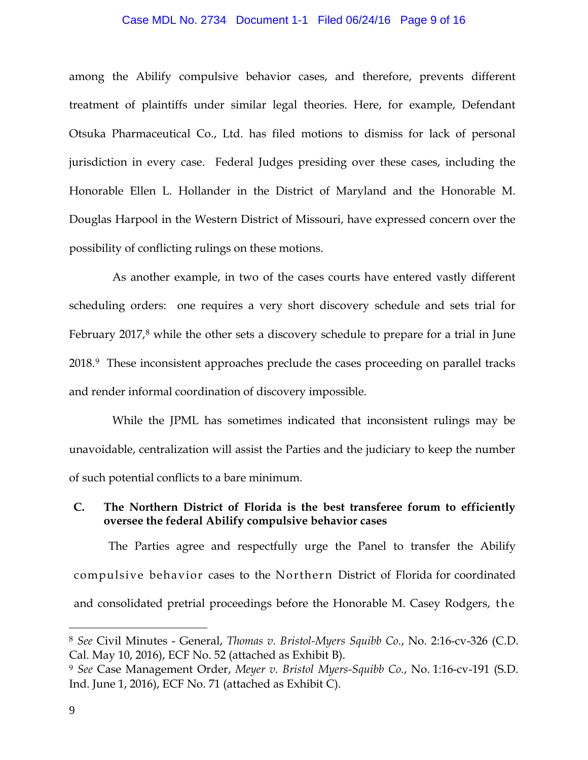among the Abilify compulsive behavior cases, and therefore, prevents different treatment of plaintiffs under similar legal theories. Here, for example, Defendant Otsuka Pharmaceutical Co., Ltd. has filed motions to dismiss for lack of personal jurisdiction in every case. Federal Judges presiding over these cases, including the Honorable Ellen L. Hollander in the District of Maryland and the Honorable M. Douglas Harpool in the Western District of Missouri, have expressed concern over the possibility of conflicting rulings on these motions.

As another example, in two of the cases courts have entered vastly different scheduling orders: one requires a very short discovery schedule and sets trial for February 2017,[8] while the other sets a discovery schedule to prepare for a trial in June 2018.[9] These inconsistent approaches preclude the cases proceeding on parallel tracks and render informal coordination of discovery impossible.

While the JPML has sometimes indicated that inconsistent rulings may be unavoidable, centralization will assist the Parties and the judiciary to keep the number of such potential conflicts to a bare minimum.

### C. The Northern District of Florida is the best transferee forum to efficiently oversee the federal Abilify compulsive behavior cases

The Parties agree and respectfully urge the Panel to transfer the Abilify compulsive behavior cases to the Northern District of Florida for coordinated and consolidated pretrial proceedings before the Honorable M. Casey Rodgers, the

---

[8] *See* Civil Minutes - General, *Thomas v. Bristol-Myers Squibb Co.*, No. 2:16-cv-326 (C.D. Cal. May 10, 2016), ECF No. 52 (attached as Exhibit B).

[9] *See* Case Management Order, *Meyer v. Bristol Myers-Squibb Co.*, No. 1:16-cv-191 (S.D. Ind. June 1, 2016), ECF No. 71 (attached as Exhibit C).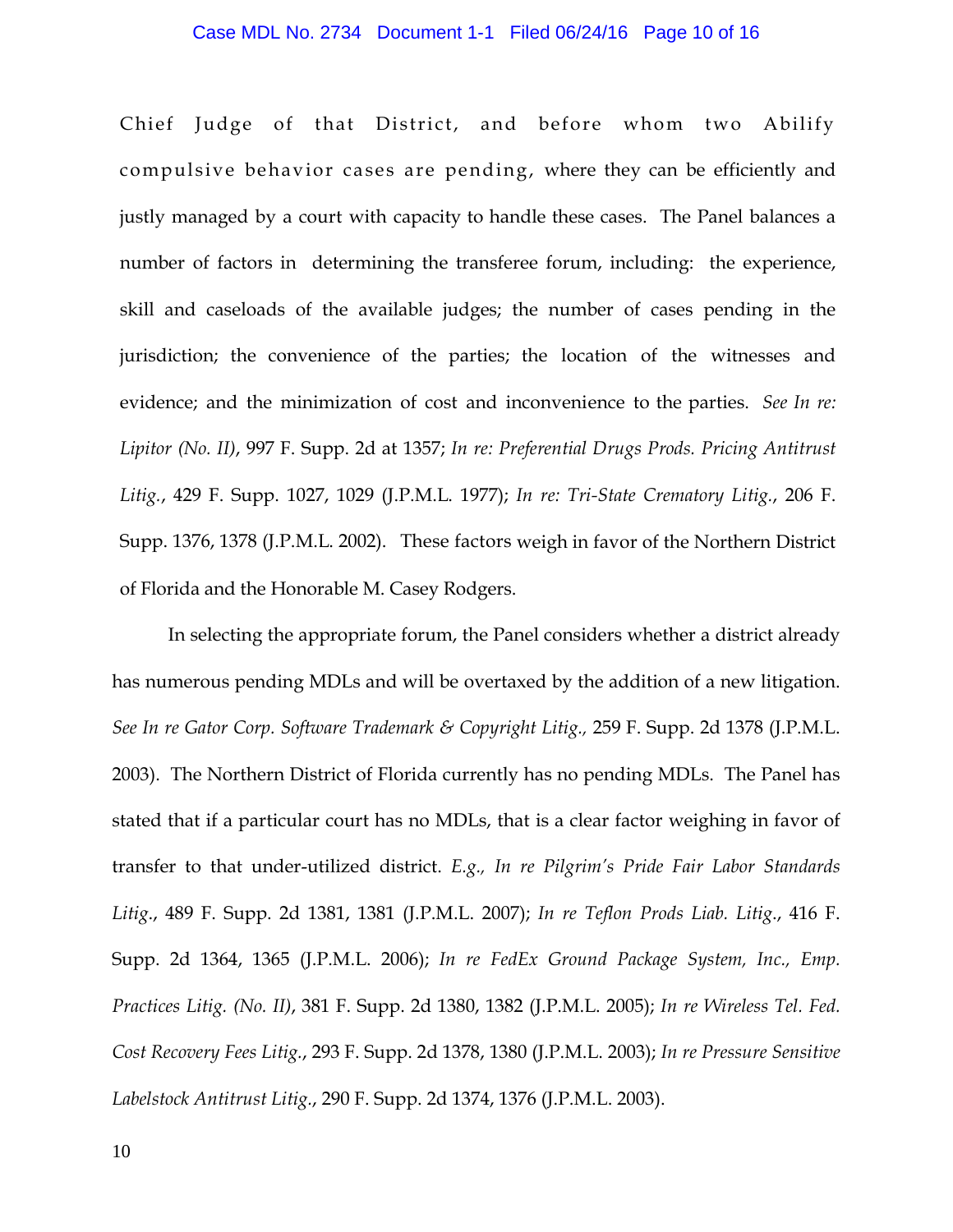Chief Judge of that District, and before whom two Abilify compulsive behavior cases are pending, where they can be efficiently and justly managed by a court with capacity to handle these cases. The Panel balances a number of factors in determining the transferee forum, including: the experience, skill and caseloads of the available judges; the number of cases pending in the jurisdiction; the convenience of the parties; the location of the witnesses and evidence; and the minimization of cost and inconvenience to the parties. *See In re: Lipitor (No. II)*, 997 F. Supp. 2d at 1357; *In re: Preferential Drugs Prods. Pricing Antitrust Litig.*, 429 F. Supp. 1027, 1029 (J.P.M.L. 1977); *In re: Tri-State Crematory Litig.*, 206 F. Supp. 1376, 1378 (J.P.M.L. 2002). These factors weigh in favor of the Northern District of Florida and the Honorable M. Casey Rodgers.

In selecting the appropriate forum, the Panel considers whether a district already has numerous pending MDLs and will be overtaxed by the addition of a new litigation. *See In re Gator Corp. Software Trademark & Copyright Litig.,* 259 F. Supp. 2d 1378 (J.P.M.L. 2003). The Northern District of Florida currently has no pending MDLs. The Panel has stated that if a particular court has no MDLs, that is a clear factor weighing in favor of transfer to that under-utilized district. *E.g., In re Pilgrim's Pride Fair Labor Standards Litig.*, 489 F. Supp. 2d 1381, 1381 (J.P.M.L. 2007); *In re Teflon Prods Liab. Litig.*, 416 F. Supp. 2d 1364, 1365 (J.P.M.L. 2006); *In re FedEx Ground Package System, Inc., Emp. Practices Litig. (No. II)*, 381 F. Supp. 2d 1380, 1382 (J.P.M.L. 2005); *In re Wireless Tel. Fed. Cost Recovery Fees Litig.*, 293 F. Supp. 2d 1378, 1380 (J.P.M.L. 2003); *In re Pressure Sensitive Labelstock Antitrust Litig.*, 290 F. Supp. 2d 1374, 1376 (J.P.M.L. 2003).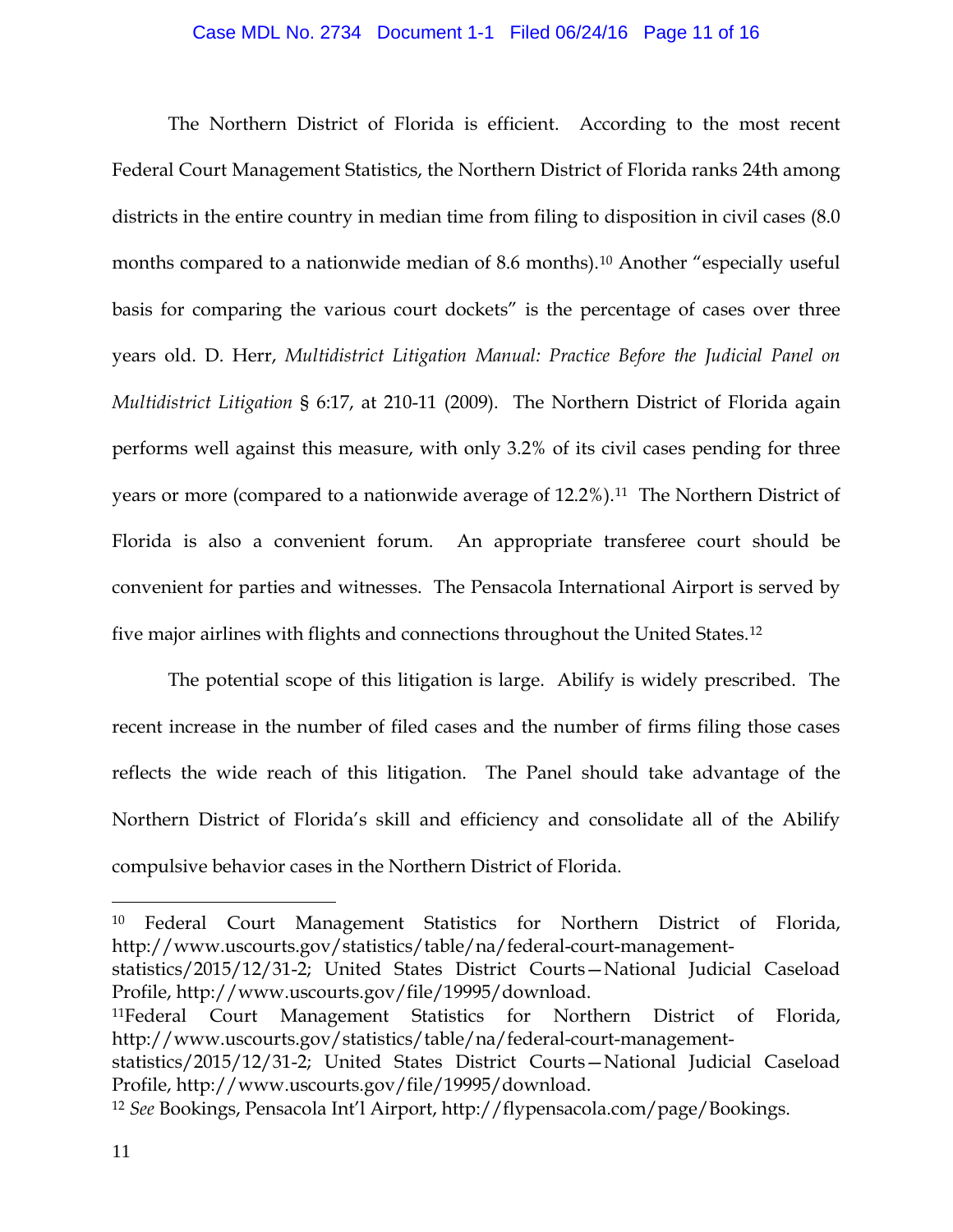The Northern District of Florida is efficient. According to the most recent Federal Court Management Statistics, the Northern District of Florida ranks 24th among districts in the entire country in median time from filing to disposition in civil cases (8.0 months compared to a nationwide median of 8.6 months).[10] Another "especially useful basis for comparing the various court dockets" is the percentage of cases over three years old. D. Herr, *Multidistrict Litigation Manual: Practice Before the Judicial Panel on Multidistrict Litigation* § 6:17, at 210-11 (2009). The Northern District of Florida again performs well against this measure, with only 3.2% of its civil cases pending for three years or more (compared to a nationwide average of 12.2%).[11] The Northern District of Florida is also a convenient forum. An appropriate transferee court should be convenient for parties and witnesses. The Pensacola International Airport is served by five major airlines with flights and connections throughout the United States.[12]

The potential scope of this litigation is large. Abilify is widely prescribed. The recent increase in the number of filed cases and the number of firms filing those cases reflects the wide reach of this litigation. The Panel should take advantage of the Northern District of Florida's skill and efficiency and consolidate all of the Abilify compulsive behavior cases in the Northern District of Florida.

---

[10] Federal Court Management Statistics for Northern District of Florida, http://www.uscourts.gov/statistics/table/na/federal-court-management-statistics/2015/12/31-2; United States District Courts—National Judicial Caseload Profile, http://www.uscourts.gov/file/19995/download.

[11] Federal Court Management Statistics for Northern District of Florida, http://www.uscourts.gov/statistics/table/na/federal-court-management-statistics/2015/12/31-2; United States District Courts—National Judicial Caseload Profile, http://www.uscourts.gov/file/19995/download.

[12] *See* Bookings, Pensacola Int'l Airport, http://flypensacola.com/page/Bookings.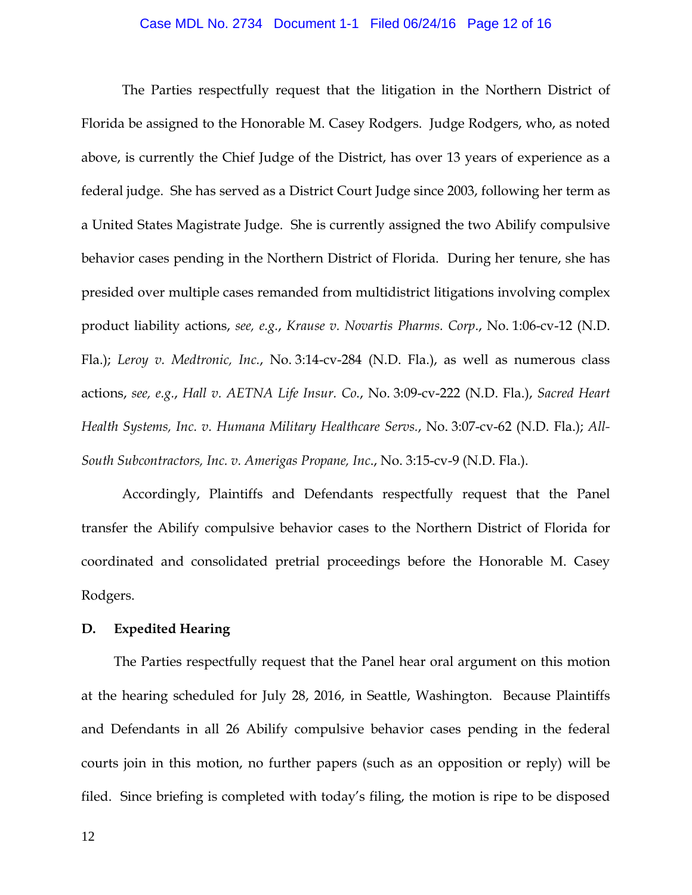The Parties respectfully request that the litigation in the Northern District of Florida be assigned to the Honorable M. Casey Rodgers. Judge Rodgers, who, as noted above, is currently the Chief Judge of the District, has over 13 years of experience as a federal judge. She has served as a District Court Judge since 2003, following her term as a United States Magistrate Judge. She is currently assigned the two Abilify compulsive behavior cases pending in the Northern District of Florida. During her tenure, she has presided over multiple cases remanded from multidistrict litigations involving complex product liability actions, *see, e.g.*, *Krause v. Novartis Pharms. Corp*., No. 1:06-cv-12 (N.D. Fla.); *Leroy v. Medtronic, Inc.*, No. 3:14-cv-284 (N.D. Fla.), as well as numerous class actions, *see, e.g.*, *Hall v. AETNA Life Insur. Co.*, No. 3:09-cv-222 (N.D. Fla.), *Sacred Heart Health Systems, Inc. v. Humana Military Healthcare Servs.*, No. 3:07-cv-62 (N.D. Fla.); *All-South Subcontractors, Inc. v. Amerigas Propane, Inc.*, No. 3:15-cv-9 (N.D. Fla.).

Accordingly, Plaintiffs and Defendants respectfully request that the Panel transfer the Abilify compulsive behavior cases to the Northern District of Florida for coordinated and consolidated pretrial proceedings before the Honorable M. Casey Rodgers.

**D. Expedited Hearing**

The Parties respectfully request that the Panel hear oral argument on this motion at the hearing scheduled for July 28, 2016, in Seattle, Washington. Because Plaintiffs and Defendants in all 26 Abilify compulsive behavior cases pending in the federal courts join in this motion, no further papers (such as an opposition or reply) will be filed. Since briefing is completed with today's filing, the motion is ripe to be disposed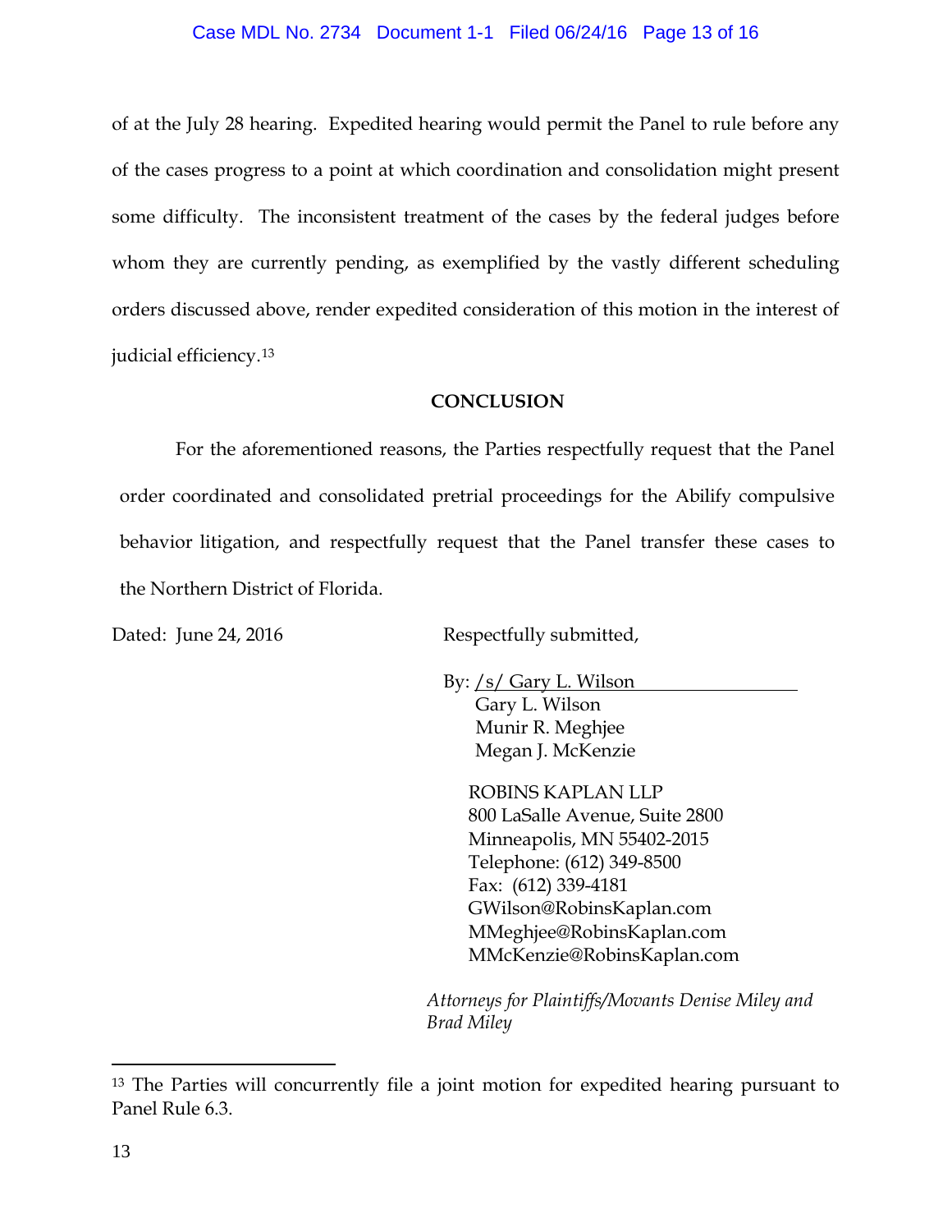of at the July 28 hearing. Expedited hearing would permit the Panel to rule before any of the cases progress to a point at which coordination and consolidation might present some difficulty. The inconsistent treatment of the cases by the federal judges before whom they are currently pending, as exemplified by the vastly different scheduling orders discussed above, render expedited consideration of this motion in the interest of judicial efficiency.[13]

## CONCLUSION

For the aforementioned reasons, the Parties respectfully request that the Panel order coordinated and consolidated pretrial proceedings for the Abilify compulsive behavior litigation, and respectfully request that the Panel transfer these cases to the Northern District of Florida.

Dated: June 24, 2016

Respectfully submitted,

By: /s/ Gary L. Wilson
Gary L. Wilson
Munir R. Meghjee
Megan J. McKenzie

ROBINS KAPLAN LLP
800 LaSalle Avenue, Suite 2800
Minneapolis, MN 55402-2015
Telephone: (612) 349-8500
Fax: (612) 339-4181
GWilson@RobinsKaplan.com
MMeghjee@RobinsKaplan.com
MMcKenzie@RobinsKaplan.com

*Attorneys for Plaintiffs/Movants Denise Miley and Brad Miley*

---

[13] The Parties will concurrently file a joint motion for expedited hearing pursuant to Panel Rule 6.3.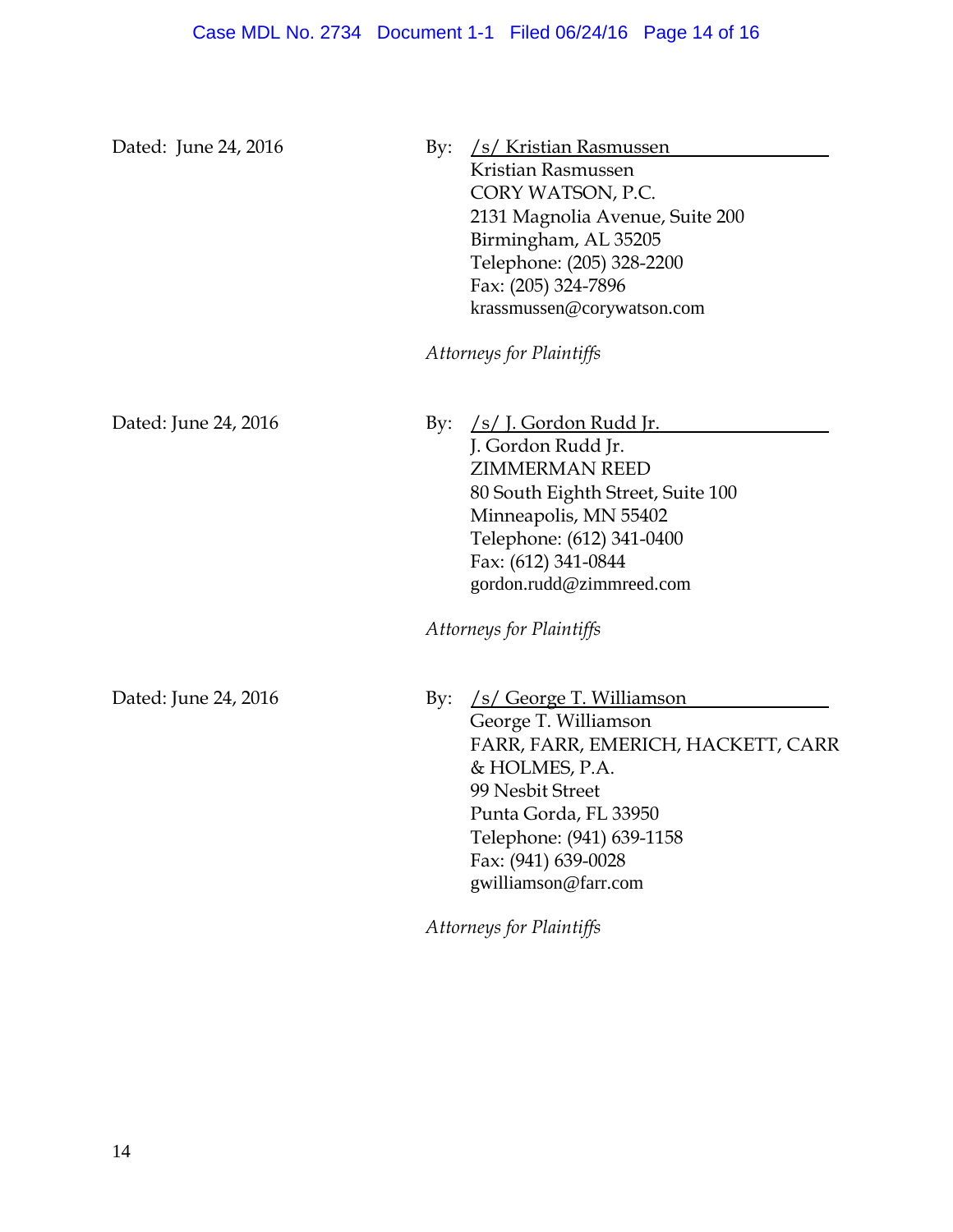Dated: June 24, 2016

By: /s/ Kristian Rasmussen
Kristian Rasmussen
CORY WATSON, P.C.
2131 Magnolia Avenue, Suite 200
Birmingham, AL 35205
Telephone: (205) 328-2200
Fax: (205) 324-7896
krassmussen@corywatson.com

*Attorneys for Plaintiffs*

Dated: June 24, 2016

By: /s/ J. Gordon Rudd Jr.
J. Gordon Rudd Jr.
ZIMMERMAN REED
80 South Eighth Street, Suite 100
Minneapolis, MN 55402
Telephone: (612) 341-0400
Fax: (612) 341-0844
gordon.rudd@zimmreed.com

*Attorneys for Plaintiffs*

Dated: June 24, 2016

By: /s/ George T. Williamson
George T. Williamson
FARR, FARR, EMERICH, HACKETT, CARR & HOLMES, P.A.
99 Nesbit Street
Punta Gorda, FL 33950
Telephone: (941) 639-1158
Fax: (941) 639-0028
gwilliamson@farr.com

*Attorneys for Plaintiffs*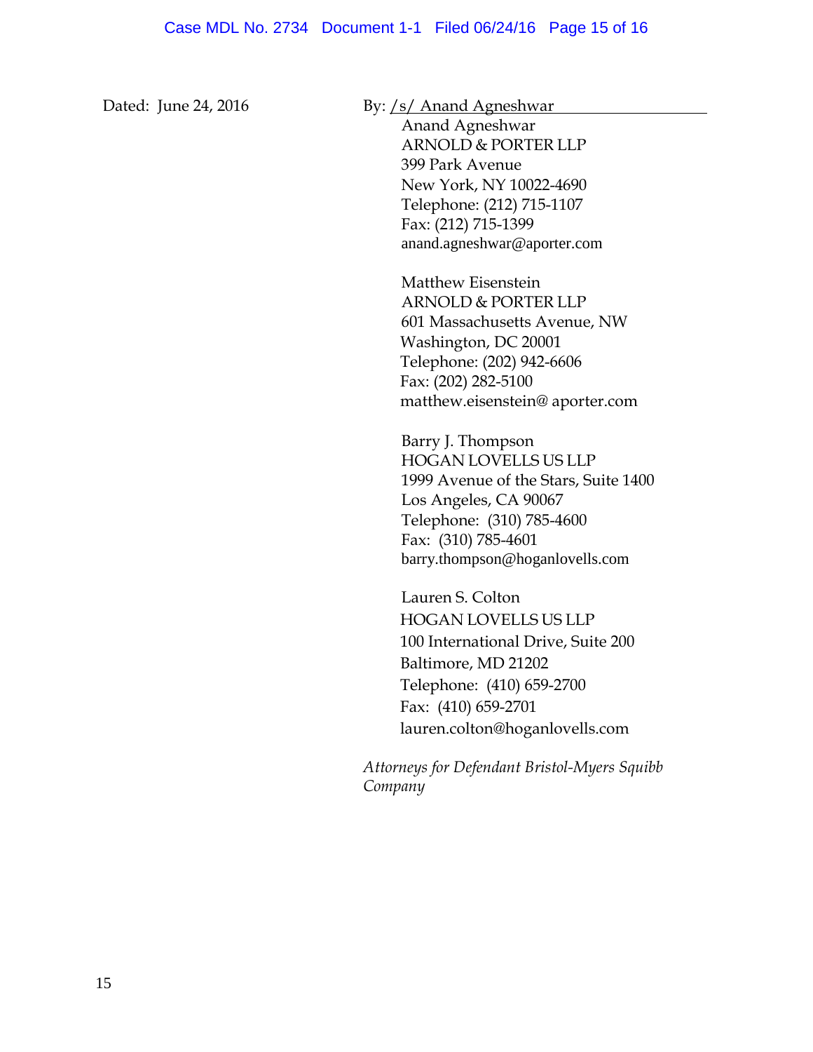Dated: June 24, 2016

By: /s/ Anand Agneshwar

Anand Agneshwar
ARNOLD & PORTER LLP
399 Park Avenue
New York, NY 10022-4690
Telephone: (212) 715-1107
Fax: (212) 715-1399
anand.agneshwar@aporter.com

Matthew Eisenstein
ARNOLD & PORTER LLP
601 Massachusetts Avenue, NW
Washington, DC 20001
Telephone: (202) 942-6606
Fax: (202) 282-5100
matthew.eisenstein@ aporter.com

Barry J. Thompson
HOGAN LOVELLS US LLP
1999 Avenue of the Stars, Suite 1400
Los Angeles, CA 90067
Telephone: (310) 785-4600
Fax: (310) 785-4601
barry.thompson@hoganlovells.com

Lauren S. Colton
HOGAN LOVELLS US LLP
100 International Drive, Suite 200
Baltimore, MD 21202
Telephone: (410) 659-2700
Fax: (410) 659-2701
lauren.colton@hoganlovells.com

*Attorneys for Defendant Bristol-Myers Squibb Company*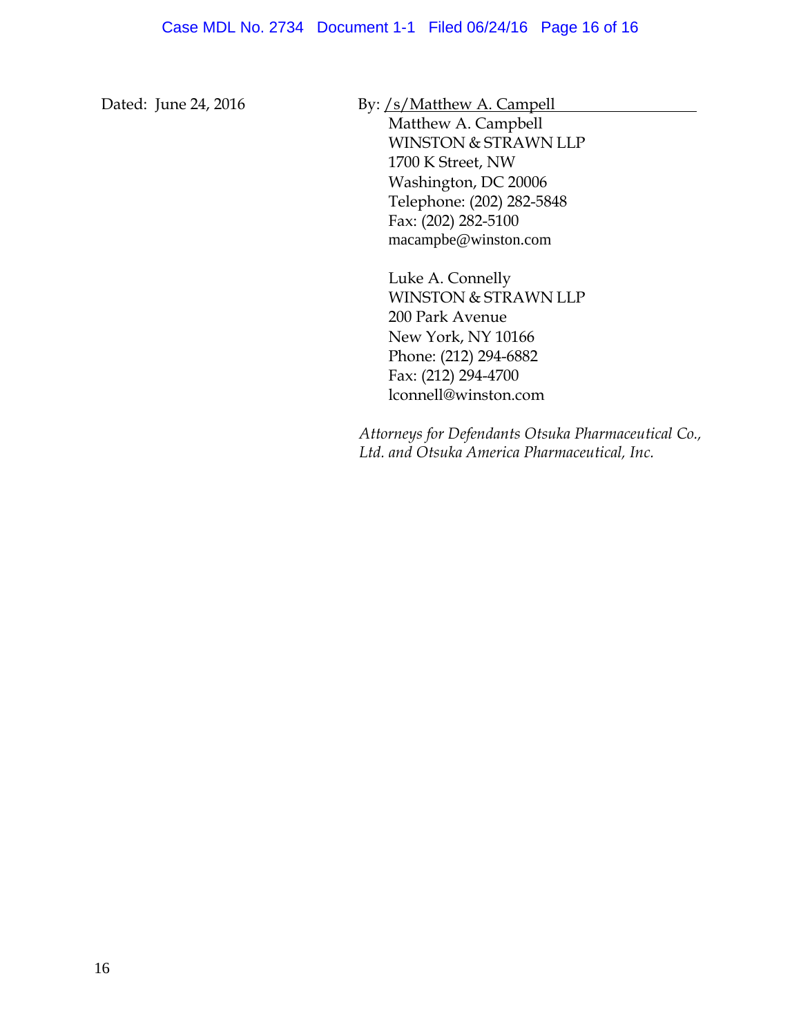Dated: June 24, 2016

By: /s/Matthew A. Campell

Matthew A. Campbell
WINSTON & STRAWN LLP
1700 K Street, NW
Washington, DC 20006
Telephone: (202) 282-5848
Fax: (202) 282-5100
macampbe@winston.com

Luke A. Connelly
WINSTON & STRAWN LLP
200 Park Avenue
New York, NY 10166
Phone: (212) 294-6882
Fax: (212) 294-4700
lconnell@winston.com

*Attorneys for Defendants Otsuka Pharmaceutical Co., Ltd. and Otsuka America Pharmaceutical, Inc.*